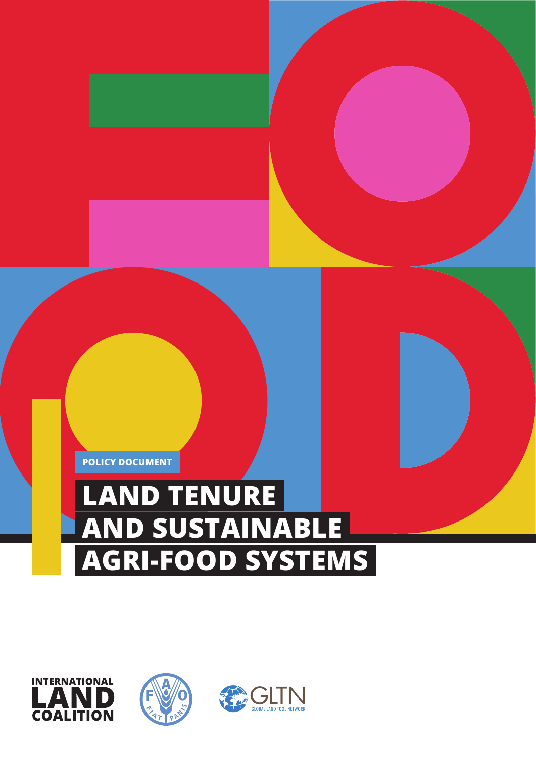POLICY DOCUMENT

# LAND TENURE AND SUSTAINABLE AGRI-FOOD SYSTEMS

INTERNATIONAL LAND COALITION

GLTN GLOBAL LAND TOOL NETWORK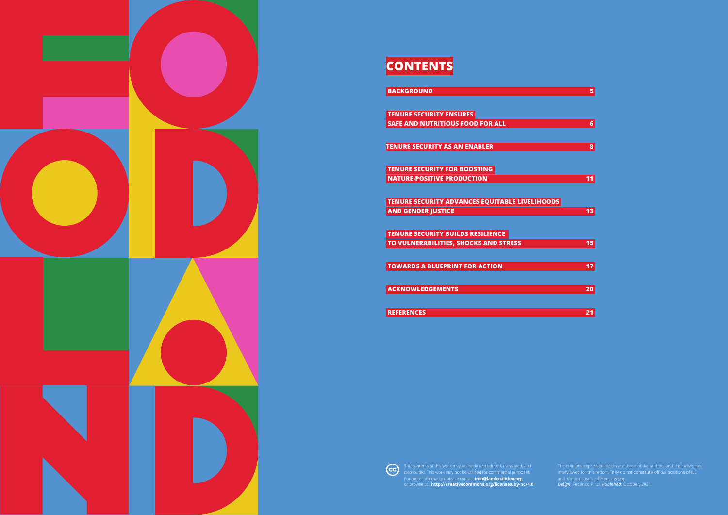# CONTENTS

| | |
|---|---|
| BACKGROUND | 5 |
| TENURE SECURITY ENSURES SAFE AND NUTRITIOUS FOOD FOR ALL | 6 |
| TENURE SECURITY AS AN ENABLER | 8 |
| TENURE SECURITY FOR BOOSTING NATURE-POSITIVE PRODUCTION | 11 |
| TENURE SECURITY ADVANCES EQUITABLE LIVELIHOODS AND GENDER JUSTICE | 13 |
| TENURE SECURITY BUILDS RESILIENCE TO VULNERABILITIES, SHOCKS AND STRESS | 15 |
| TOWARDS A BLUEPRINT FOR ACTION | 17 |
| ACKNOWLEDGEMENTS | 20 |
| REFERENCES | 21 |

The contents of this work may be freely reproduced, translated, and distributed. This work may not be utilised for commercial purposes. For more information, please contact **info@landcoalition.org** or browse to: **http://creativecommons.org/licenses/by-nc/4.0**

The opinions expressed herein are those of the authors and the individuals interviewed for this report. They do not constitute official positions of ILC and the initiative's reference group.
*Design*: Federico Pinci. *Published*: October, 2021.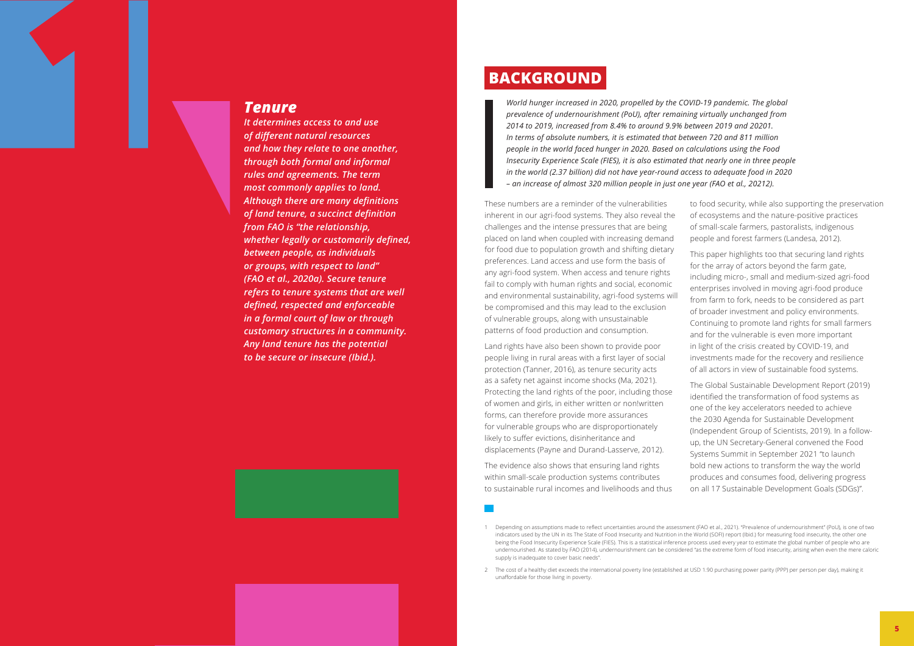### *Tenure*

***It determines access to and use of different natural resources and how they relate to one another, through both formal and informal rules and agreements. The term most commonly applies to land. Although there are many definitions of land tenure, a succinct definition from FAO is "the relationship, whether legally or customarily defined, between people, as individuals or groups, with respect to land" (FAO et al., 2020a). Secure tenure refers to tenure systems that are well defined, respected and enforceable in a formal court of law or through customary structures in a community. Any land tenure has the potential to be secure or insecure (Ibid.).***

## BACKGROUND

*World hunger increased in 2020, propelled by the COVID-19 pandemic. The global prevalence of undernourishment (PoU), after remaining virtually unchanged from 2014 to 2019, increased from 8.4% to around 9.9% between 2019 and 2020[1]. In terms of absolute numbers, it is estimated that between 720 and 811 million people in the world faced hunger in 2020. Based on calculations using the Food Insecurity Experience Scale (FIES), it is also estimated that nearly one in three people in the world (2.37 billion) did not have year-round access to adequate food in 2020 – an increase of almost 320 million people in just one year (FAO et al., 2021[2]).*

These numbers are a reminder of the vulnerabilities inherent in our agri-food systems. They also reveal the challenges and the intense pressures that are being placed on land when coupled with increasing demand for food due to population growth and shifting dietary preferences. Land access and use form the basis of any agri-food system. When access and tenure rights fail to comply with human rights and social, economic and environmental sustainability, agri-food systems will be compromised and this may lead to the exclusion of vulnerable groups, along with unsustainable patterns of food production and consumption.

Land rights have also been shown to provide poor people living in rural areas with a first layer of social protection (Tanner, 2016), as tenure security acts as a safety net against income shocks (Ma, 2021). Protecting the land rights of the poor, including those of women and girls, in either written or non!written forms, can therefore provide more assurances for vulnerable groups who are disproportionately likely to suffer evictions, disinheritance and displacements (Payne and Durand-Lasserve, 2012).

The evidence also shows that ensuring land rights within small-scale production systems contributes to sustainable rural incomes and livelihoods and thus to food security, while also supporting the preservation of ecosystems and the nature-positive practices of small-scale farmers, pastoralists, indigenous people and forest farmers (Landesa, 2012).

This paper highlights too that securing land rights for the array of actors beyond the farm gate, including micro-, small and medium-sized agri-food enterprises involved in moving agri-food produce from farm to fork, needs to be considered as part of broader investment and policy environments. Continuing to promote land rights for small farmers and for the vulnerable is even more important in light of the crisis created by COVID-19, and investments made for the recovery and resilience of all actors in view of sustainable food systems.

The Global Sustainable Development Report (2019) identified the transformation of food systems as one of the key accelerators needed to achieve the 2030 Agenda for Sustainable Development (Independent Group of Scientists, 2019). In a follow-up, the UN Secretary-General convened the Food Systems Summit in September 2021 "to launch bold new actions to transform the way the world produces and consumes food, delivering progress on all 17 Sustainable Development Goals (SDGs)".

---

1 Depending on assumptions made to reflect uncertainties around the assessment (FAO et al., 2021). "Prevalence of undernourishment" (PoU), is one of two indicators used by the UN in its The State of Food Insecurity and Nutrition in the World (SOFI) report (Ibid.) for measuring food insecurity, the other one being the Food Insecurity Experience Scale (FIES). This is a statistical inference process used every year to estimate the global number of people who are undernourished. As stated by FAO (2014), undernourishment can be considered "as the extreme form of food insecurity, arising when even the mere caloric supply is inadequate to cover basic needs".

2 The cost of a healthy diet exceeds the international poverty line (established at USD 1.90 purchasing power parity (PPP) per person per day), making it unaffordable for those living in poverty.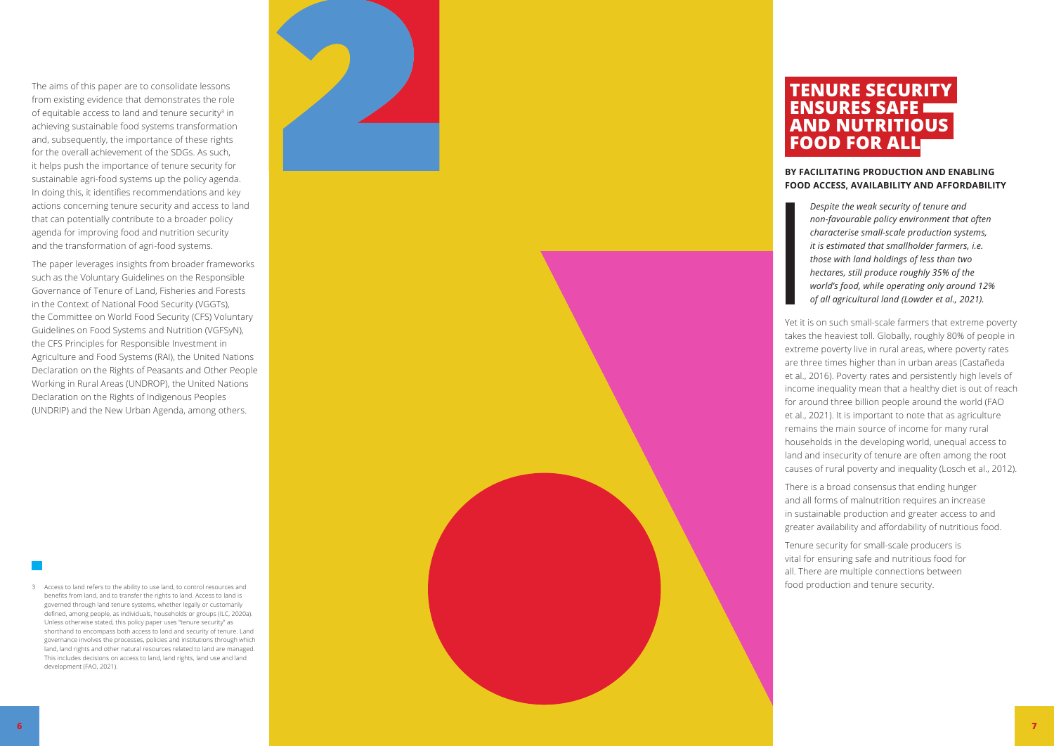The aims of this paper are to consolidate lessons from existing evidence that demonstrates the role of equitable access to land and tenure security[3] in achieving sustainable food systems transformation and, subsequently, the importance of these rights for the overall achievement of the SDGs. As such, it helps push the importance of tenure security for sustainable agri-food systems up the policy agenda. In doing this, it identifies recommendations and key actions concerning tenure security and access to land that can potentially contribute to a broader policy agenda for improving food and nutrition security and the transformation of agri-food systems.

The paper leverages insights from broader frameworks such as the Voluntary Guidelines on the Responsible Governance of Tenure of Land, Fisheries and Forests in the Context of National Food Security (VGGTs), the Committee on World Food Security (CFS) Voluntary Guidelines on Food Systems and Nutrition (VGFSyN), the CFS Principles for Responsible Investment in Agriculture and Food Systems (RAI), the United Nations Declaration on the Rights of Peasants and Other People Working in Rural Areas (UNDROP), the United Nations Declaration on the Rights of Indigenous Peoples (UNDRIP) and the New Urban Agenda, among others.

3 Access to land refers to the ability to use land, to control resources and benefits from land, and to transfer the rights to land. Access to land is governed through land tenure systems, whether legally or customarily defined, among people, as individuals, households or groups (ILC, 2020a). Unless otherwise stated, this policy paper uses "tenure security" as shorthand to encompass both access to land and security of tenure. Land governance involves the processes, policies and institutions through which land, land rights and other natural resources related to land are managed. This includes decisions on access to land, land rights, land use and land development (FAO, 2021).

# 2 TENURE SECURITY ENSURES SAFE AND NUTRITIOUS FOOD FOR ALL

**BY FACILITATING PRODUCTION AND ENABLING FOOD ACCESS, AVAILABILITY AND AFFORDABILITY**

> *Despite the weak security of tenure and non-favourable policy environment that often characterise small-scale production systems, it is estimated that smallholder farmers, i.e. those with land holdings of less than two hectares, still produce roughly 35% of the world's food, while operating only around 12% of all agricultural land (Lowder et al., 2021).*

Yet it is on such small-scale farmers that extreme poverty takes the heaviest toll. Globally, roughly 80% of people in extreme poverty live in rural areas, where poverty rates are three times higher than in urban areas (Castañeda et al., 2016). Poverty rates and persistently high levels of income inequality mean that a healthy diet is out of reach for around three billion people around the world (FAO et al., 2021). It is important to note that as agriculture remains the main source of income for many rural households in the developing world, unequal access to land and insecurity of tenure are often among the root causes of rural poverty and inequality (Losch et al., 2012).

There is a broad consensus that ending hunger and all forms of malnutrition requires an increase in sustainable production and greater access to and greater availability and affordability of nutritious food.

Tenure security for small-scale producers is vital for ensuring safe and nutritious food for all. There are multiple connections between food production and tenure security.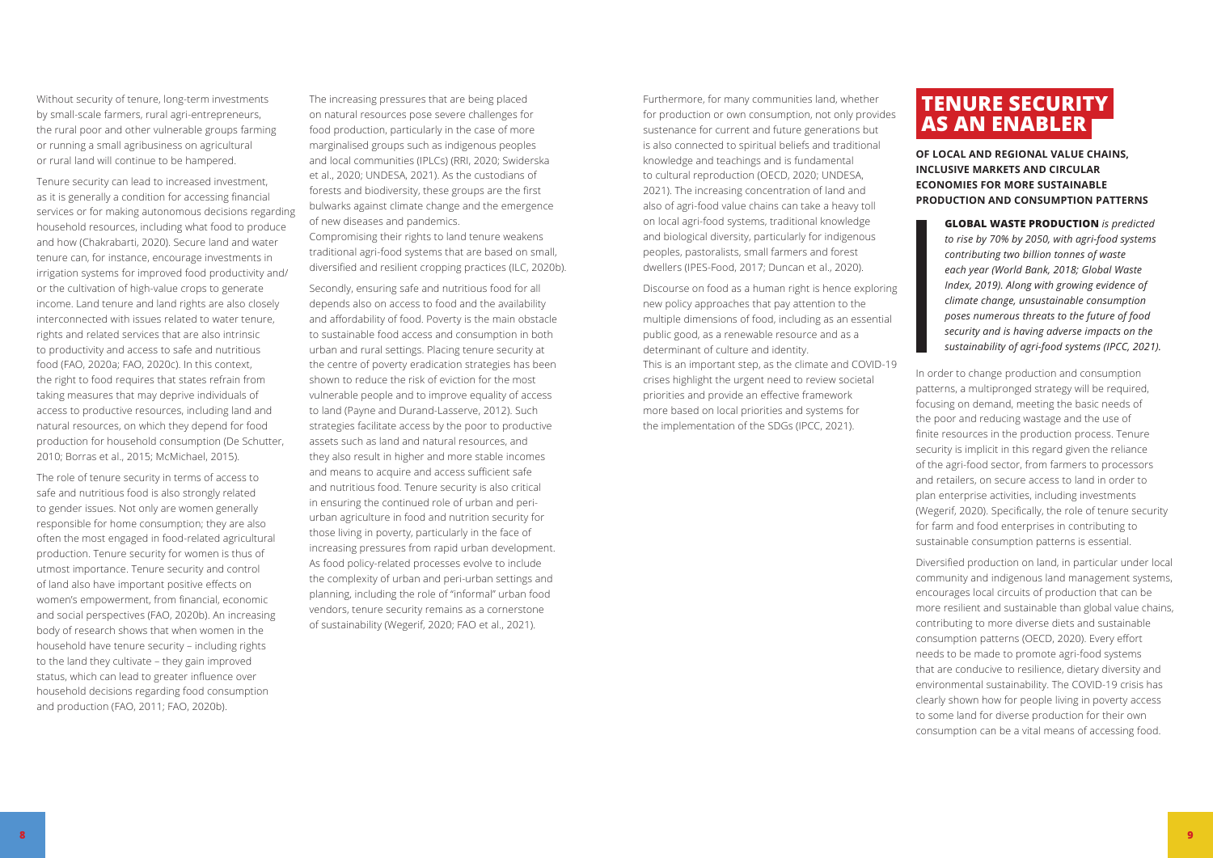Without security of tenure, long-term investments by small-scale farmers, rural agri-entrepreneurs, the rural poor and other vulnerable groups farming or running a small agribusiness on agricultural or rural land will continue to be hampered.

Tenure security can lead to increased investment, as it is generally a condition for accessing financial services or for making autonomous decisions regarding household resources, including what food to produce and how (Chakrabarti, 2020). Secure land and water tenure can, for instance, encourage investments in irrigation systems for improved food productivity and/or the cultivation of high-value crops to generate income. Land tenure and land rights are also closely interconnected with issues related to water tenure, rights and related services that are also intrinsic to productivity and access to safe and nutritious food (FAO, 2020a; FAO, 2020c). In this context, the right to food requires that states refrain from taking measures that may deprive individuals of access to productive resources, including land and natural resources, on which they depend for food production for household consumption (De Schutter, 2010; Borras et al., 2015; McMichael, 2015).

The role of tenure security in terms of access to safe and nutritious food is also strongly related to gender issues. Not only are women generally responsible for home consumption; they are also often the most engaged in food-related agricultural production. Tenure security for women is thus of utmost importance. Tenure security and control of land also have important positive effects on women's empowerment, from financial, economic and social perspectives (FAO, 2020b). An increasing body of research shows that when women in the household have tenure security – including rights to the land they cultivate – they gain improved status, which can lead to greater influence over household decisions regarding food consumption and production (FAO, 2011; FAO, 2020b).

The increasing pressures that are being placed on natural resources pose severe challenges for food production, particularly in the case of more marginalised groups such as indigenous peoples and local communities (IPLCs) (RRI, 2020; Swiderska et al., 2020; UNDESA, 2021). As the custodians of forests and biodiversity, these groups are the first bulwarks against climate change and the emergence of new diseases and pandemics.
Compromising their rights to land tenure weakens traditional agri-food systems that are based on small, diversified and resilient cropping practices (ILC, 2020b).

Secondly, ensuring safe and nutritious food for all depends also on access to food and the availability and affordability of food. Poverty is the main obstacle to sustainable food access and consumption in both urban and rural settings. Placing tenure security at the centre of poverty eradication strategies has been shown to reduce the risk of eviction for the most vulnerable people and to improve equality of access to land (Payne and Durand-Lasserve, 2012). Such strategies facilitate access by the poor to productive assets such as land and natural resources, and they also result in higher and more stable incomes and means to acquire and access sufficient safe and nutritious food. Tenure security is also critical in ensuring the continued role of urban and peri-urban agriculture in food and nutrition security for those living in poverty, particularly in the face of increasing pressures from rapid urban development. As food policy-related processes evolve to include the complexity of urban and peri-urban settings and planning, including the role of "informal" urban food vendors, tenure security remains as a cornerstone of sustainability (Wegerif, 2020; FAO et al., 2021).

Furthermore, for many communities land, whether for production or own consumption, not only provides sustenance for current and future generations but is also connected to spiritual beliefs and traditional knowledge and teachings and is fundamental to cultural reproduction (OECD, 2020; UNDESA, 2021). The increasing concentration of land and also of agri-food value chains can take a heavy toll on local agri-food systems, traditional knowledge and biological diversity, particularly for indigenous peoples, pastoralists, small farmers and forest dwellers (IPES-Food, 2017; Duncan et al., 2020).

Discourse on food as a human right is hence exploring new policy approaches that pay attention to the multiple dimensions of food, including as an essential public good, as a renewable resource and as a determinant of culture and identity.
This is an important step, as the climate and COVID-19 crises highlight the urgent need to review societal priorities and provide an effective framework more based on local priorities and systems for the implementation of the SDGs (IPCC, 2021).

## TENURE SECURITY AS AN ENABLER

### OF LOCAL AND REGIONAL VALUE CHAINS, INCLUSIVE MARKETS AND CIRCULAR ECONOMIES FOR MORE SUSTAINABLE PRODUCTION AND CONSUMPTION PATTERNS

> **GLOBAL WASTE PRODUCTION** *is predicted to rise by 70% by 2050, with agri-food systems contributing two billion tonnes of waste each year (World Bank, 2018; Global Waste Index, 2019). Along with growing evidence of climate change, unsustainable consumption poses numerous threats to the future of food security and is having adverse impacts on the sustainability of agri-food systems (IPCC, 2021).*

In order to change production and consumption patterns, a multipronged strategy will be required, focusing on demand, meeting the basic needs of the poor and reducing wastage and the use of finite resources in the production process. Tenure security is implicit in this regard given the reliance of the agri-food sector, from farmers to processors and retailers, on secure access to land in order to plan enterprise activities, including investments (Wegerif, 2020). Specifically, the role of tenure security for farm and food enterprises in contributing to sustainable consumption patterns is essential.

Diversified production on land, in particular under local community and indigenous land management systems, encourages local circuits of production that can be more resilient and sustainable than global value chains, contributing to more diverse diets and sustainable consumption patterns (OECD, 2020). Every effort needs to be made to promote agri-food systems that are conducive to resilience, dietary diversity and environmental sustainability. The COVID-19 crisis has clearly shown how for people living in poverty access to some land for diverse production for their own consumption can be a vital means of accessing food.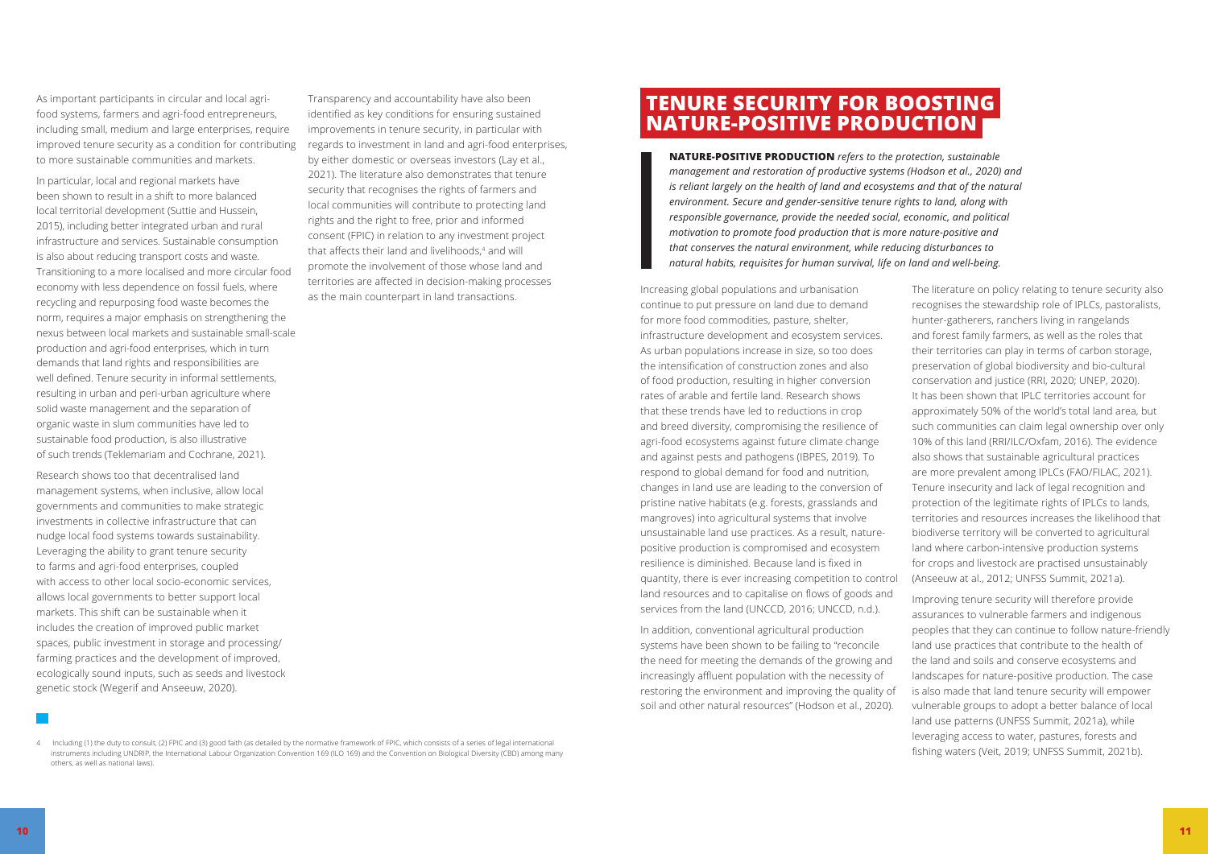As important participants in circular and local agri-food systems, farmers and agri-food entrepreneurs, including small, medium and large enterprises, require improved tenure security as a condition for contributing to more sustainable communities and markets.

In particular, local and regional markets have been shown to result in a shift to more balanced local territorial development (Suttie and Hussein, 2015), including better integrated urban and rural infrastructure and services. Sustainable consumption is also about reducing transport costs and waste. Transitioning to a more localised and more circular food economy with less dependence on fossil fuels, where recycling and repurposing food waste becomes the norm, requires a major emphasis on strengthening the nexus between local markets and sustainable small-scale production and agri-food enterprises, which in turn demands that land rights and responsibilities are well defined. Tenure security in informal settlements, resulting in urban and peri-urban agriculture where solid waste management and the separation of organic waste in slum communities have led to sustainable food production, is also illustrative of such trends (Teklemariam and Cochrane, 2021).

Research shows too that decentralised land management systems, when inclusive, allow local governments and communities to make strategic investments in collective infrastructure that can nudge local food systems towards sustainability. Leveraging the ability to grant tenure security to farms and agri-food enterprises, coupled with access to other local socio-economic services, allows local governments to better support local markets. This shift can be sustainable when it includes the creation of improved public market spaces, public investment in storage and processing/farming practices and the development of improved, ecologically sound inputs, such as seeds and livestock genetic stock (Wegerif and Anseeuw, 2020).

Transparency and accountability have also been identified as key conditions for ensuring sustained improvements in tenure security, in particular with regards to investment in land and agri-food enterprises, by either domestic or overseas investors (Lay et al., 2021). The literature also demonstrates that tenure security that recognises the rights of farmers and local communities will contribute to protecting land rights and the right to free, prior and informed consent (FPIC) in relation to any investment project that affects their land and livelihoods,[4] and will promote the involvement of those whose land and territories are affected in decision-making processes as the main counterpart in land transactions.

[4] Including (1) the duty to consult, (2) FPIC and (3) good faith (as detailed by the normative framework of FPIC, which consists of a series of legal international instruments including UNDRIP, the International Labour Organization Convention 169 (ILO 169) and the Convention on Biological Diversity (CBD) among many others, as well as national laws).

# TENURE SECURITY FOR BOOSTING NATURE-POSITIVE PRODUCTION

> **NATURE-POSITIVE PRODUCTION** *refers to the protection, sustainable management and restoration of productive systems (Hodson et al., 2020) and is reliant largely on the health of land and ecosystems and that of the natural environment. Secure and gender-sensitive tenure rights to land, along with responsible governance, provide the needed social, economic, and political motivation to promote food production that is more nature-positive and that conserves the natural environment, while reducing disturbances to natural habits, requisites for human survival, life on land and well-being.*

Increasing global populations and urbanisation continue to put pressure on land due to demand for more food commodities, pasture, shelter, infrastructure development and ecosystem services. As urban populations increase in size, so too does the intensification of construction zones and also of food production, resulting in higher conversion rates of arable and fertile land. Research shows that these trends have led to reductions in crop and breed diversity, compromising the resilience of agri-food ecosystems against future climate change and against pests and pathogens (IBPES, 2019). To respond to global demand for food and nutrition, changes in land use are leading to the conversion of pristine native habitats (e.g. forests, grasslands and mangroves) into agricultural systems that involve unsustainable land use practices. As a result, nature-positive production is compromised and ecosystem resilience is diminished. Because land is fixed in quantity, there is ever increasing competition to control land resources and to capitalise on flows of goods and services from the land (UNCCD, 2016; UNCCD, n.d.).

In addition, conventional agricultural production systems have been shown to be failing to "reconcile the need for meeting the demands of the growing and increasingly affluent population with the necessity of restoring the environment and improving the quality of soil and other natural resources" (Hodson et al., 2020).

The literature on policy relating to tenure security also recognises the stewardship role of IPLCs, pastoralists, hunter-gatherers, ranchers living in rangelands and forest family farmers, as well as the roles that their territories can play in terms of carbon storage, preservation of global biodiversity and bio-cultural conservation and justice (RRI, 2020; UNEP, 2020). It has been shown that IPLC territories account for approximately 50% of the world's total land area, but such communities can claim legal ownership over only 10% of this land (RRI/ILC/Oxfam, 2016). The evidence also shows that sustainable agricultural practices are more prevalent among IPLCs (FAO/FILAC, 2021). Tenure insecurity and lack of legal recognition and protection of the legitimate rights of IPLCs to lands, territories and resources increases the likelihood that biodiverse territory will be converted to agricultural land where carbon-intensive production systems for crops and livestock are practised unsustainably (Anseeuw at al., 2012; UNFSS Summit, 2021a).

Improving tenure security will therefore provide assurances to vulnerable farmers and indigenous peoples that they can continue to follow nature-friendly land use practices that contribute to the health of the land and soils and conserve ecosystems and landscapes for nature-positive production. The case is also made that land tenure security will empower vulnerable groups to adopt a better balance of local land use patterns (UNFSS Summit, 2021a), while leveraging access to water, pastures, forests and fishing waters (Veit, 2019; UNFSS Summit, 2021b).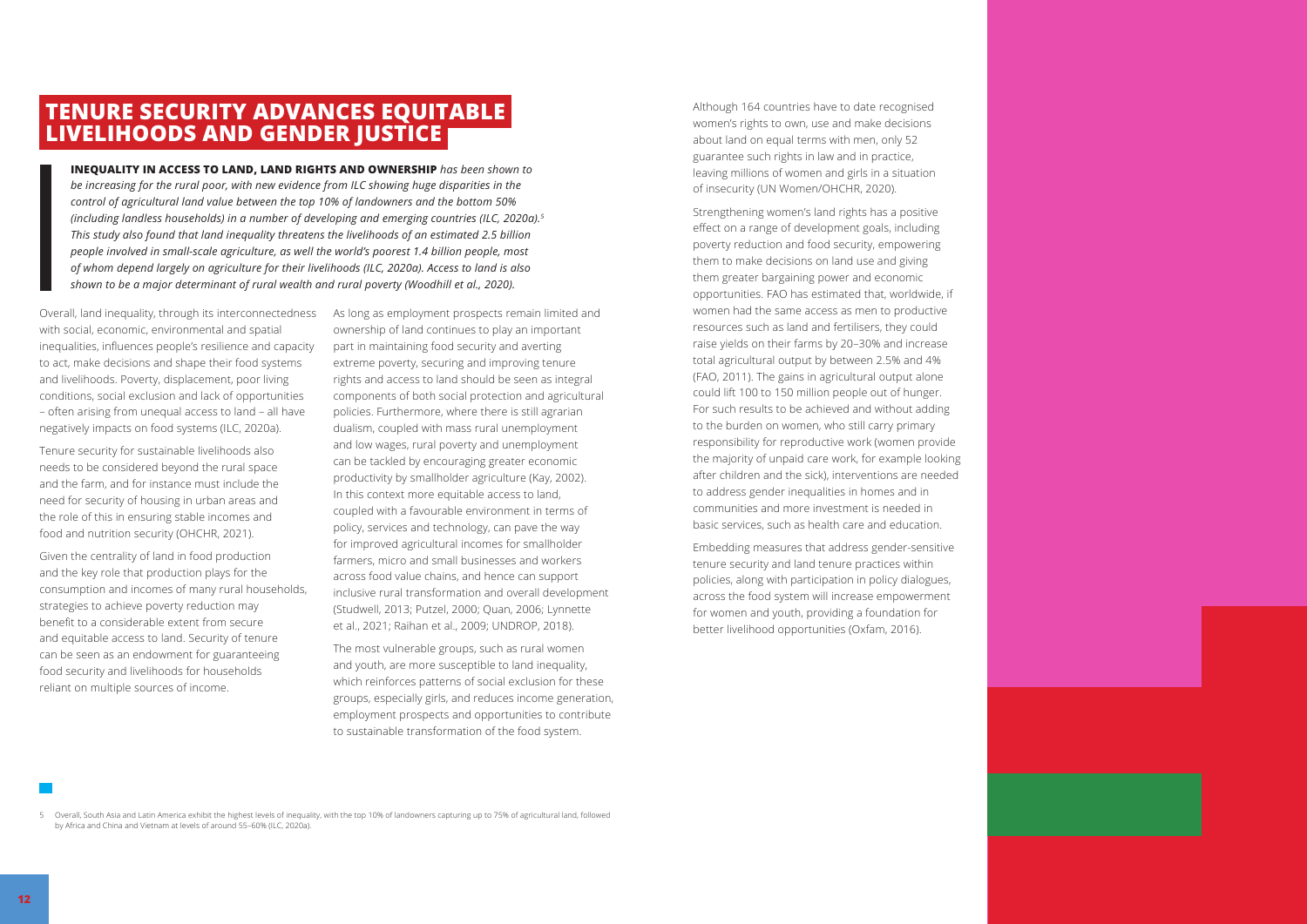## TENURE SECURITY ADVANCES EQUITABLE LIVELIHOODS AND GENDER JUSTICE

**INEQUALITY IN ACCESS TO LAND, LAND RIGHTS AND OWNERSHIP** *has been shown to be increasing for the rural poor, with new evidence from ILC showing huge disparities in the control of agricultural land value between the top 10% of landowners and the bottom 50% (including landless households) in a number of developing and emerging countries (ILC, 2020a).*[5] *This study also found that land inequality threatens the livelihoods of an estimated 2.5 billion people involved in small-scale agriculture, as well the world's poorest 1.4 billion people, most of whom depend largely on agriculture for their livelihoods (ILC, 2020a). Access to land is also shown to be a major determinant of rural wealth and rural poverty (Woodhill et al., 2020).*

Overall, land inequality, through its interconnectedness with social, economic, environmental and spatial inequalities, influences people's resilience and capacity to act, make decisions and shape their food systems and livelihoods. Poverty, displacement, poor living conditions, social exclusion and lack of opportunities – often arising from unequal access to land – all have negatively impacts on food systems (ILC, 2020a).

Tenure security for sustainable livelihoods also needs to be considered beyond the rural space and the farm, and for instance must include the need for security of housing in urban areas and the role of this in ensuring stable incomes and food and nutrition security (OHCHR, 2021).

Given the centrality of land in food production and the key role that production plays for the consumption and incomes of many rural households, strategies to achieve poverty reduction may benefit to a considerable extent from secure and equitable access to land. Security of tenure can be seen as an endowment for guaranteeing food security and livelihoods for households reliant on multiple sources of income.

As long as employment prospects remain limited and ownership of land continues to play an important part in maintaining food security and averting extreme poverty, securing and improving tenure rights and access to land should be seen as integral components of both social protection and agricultural policies. Furthermore, where there is still agrarian dualism, coupled with mass rural unemployment and low wages, rural poverty and unemployment can be tackled by encouraging greater economic productivity by smallholder agriculture (Kay, 2002). In this context more equitable access to land, coupled with a favourable environment in terms of policy, services and technology, can pave the way for improved agricultural incomes for smallholder farmers, micro and small businesses and workers across food value chains, and hence can support inclusive rural transformation and overall development (Studwell, 2013; Putzel, 2000; Quan, 2006; Lynnette et al., 2021; Raihan et al., 2009; UNDROP, 2018).

The most vulnerable groups, such as rural women and youth, are more susceptible to land inequality, which reinforces patterns of social exclusion for these groups, especially girls, and reduces income generation, employment prospects and opportunities to contribute to sustainable transformation of the food system.

Although 164 countries have to date recognised women's rights to own, use and make decisions about land on equal terms with men, only 52 guarantee such rights in law and in practice, leaving millions of women and girls in a situation of insecurity (UN Women/OHCHR, 2020).

Strengthening women's land rights has a positive effect on a range of development goals, including poverty reduction and food security, empowering them to make decisions on land use and giving them greater bargaining power and economic opportunities. FAO has estimated that, worldwide, if women had the same access as men to productive resources such as land and fertilisers, they could raise yields on their farms by 20–30% and increase total agricultural output by between 2.5% and 4% (FAO, 2011). The gains in agricultural output alone could lift 100 to 150 million people out of hunger. For such results to be achieved and without adding to the burden on women, who still carry primary responsibility for reproductive work (women provide the majority of unpaid care work, for example looking after children and the sick), interventions are needed to address gender inequalities in homes and in communities and more investment is needed in basic services, such as health care and education.

Embedding measures that address gender-sensitive tenure security and land tenure practices within policies, along with participation in policy dialogues, across the food system will increase empowerment for women and youth, providing a foundation for better livelihood opportunities (Oxfam, 2016).

5 Overall, South Asia and Latin America exhibit the highest levels of inequality, with the top 10% of landowners capturing up to 75% of agricultural land, followed by Africa and China and Vietnam at levels of around 55–60% (ILC, 2020a).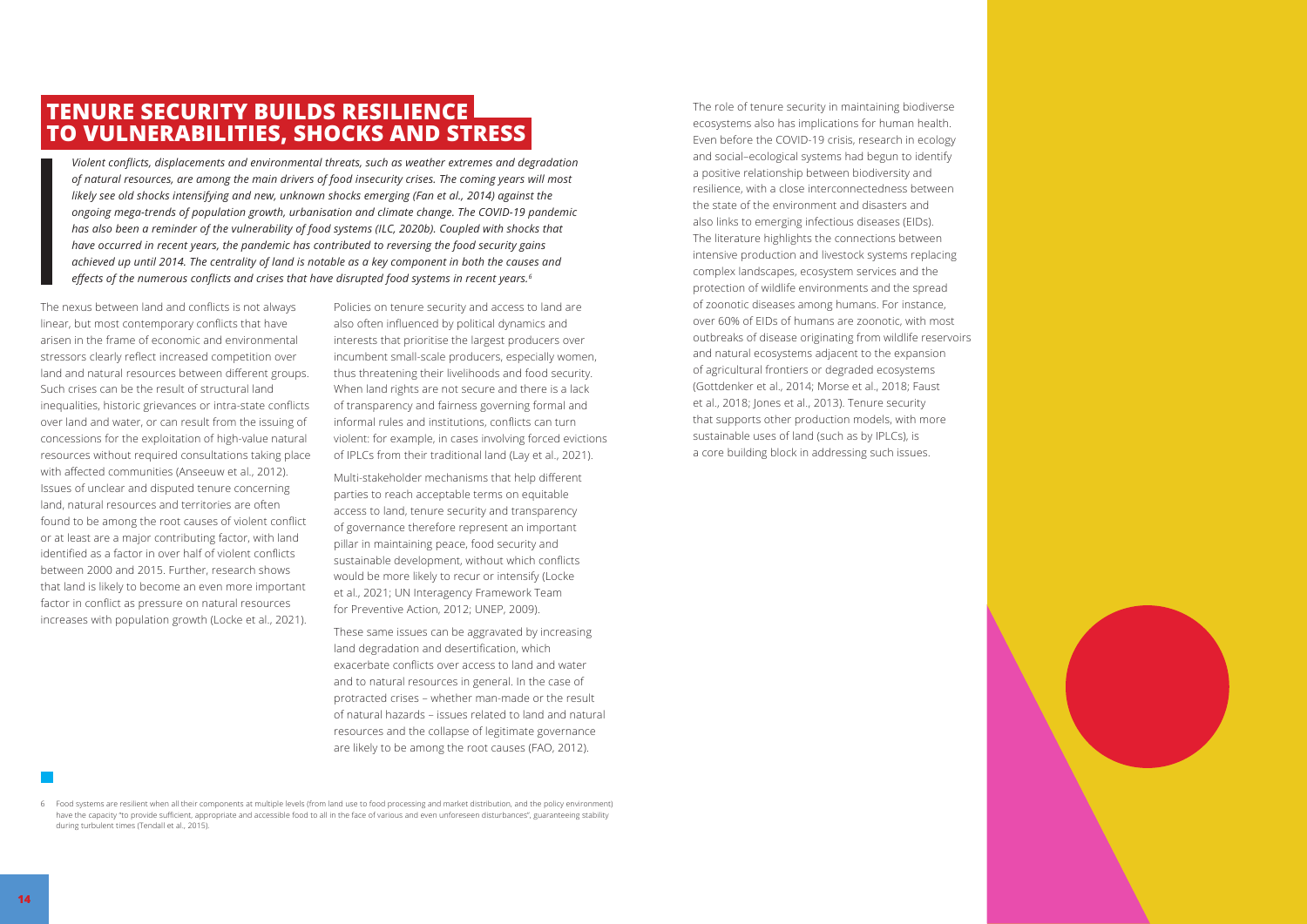## TENURE SECURITY BUILDS RESILIENCE TO VULNERABILITIES, SHOCKS AND STRESS

*Violent conflicts, displacements and environmental threats, such as weather extremes and degradation of natural resources, are among the main drivers of food insecurity crises. The coming years will most likely see old shocks intensifying and new, unknown shocks emerging (Fan et al., 2014) against the ongoing mega-trends of population growth, urbanisation and climate change. The COVID-19 pandemic has also been a reminder of the vulnerability of food systems (ILC, 2020b). Coupled with shocks that have occurred in recent years, the pandemic has contributed to reversing the food security gains achieved up until 2014. The centrality of land is notable as a key component in both the causes and effects of the numerous conflicts and crises that have disrupted food systems in recent years.*[6]

The nexus between land and conflicts is not always linear, but most contemporary conflicts that have arisen in the frame of economic and environmental stressors clearly reflect increased competition over land and natural resources between different groups. Such crises can be the result of structural land inequalities, historic grievances or intra-state conflicts over land and water, or can result from the issuing of concessions for the exploitation of high-value natural resources without required consultations taking place with affected communities (Anseeuw et al., 2012). Issues of unclear and disputed tenure concerning land, natural resources and territories are often found to be among the root causes of violent conflict or at least are a major contributing factor, with land identified as a factor in over half of violent conflicts between 2000 and 2015. Further, research shows that land is likely to become an even more important factor in conflict as pressure on natural resources increases with population growth (Locke et al., 2021).

Policies on tenure security and access to land are also often influenced by political dynamics and interests that prioritise the largest producers over incumbent small-scale producers, especially women, thus threatening their livelihoods and food security. When land rights are not secure and there is a lack of transparency and fairness governing formal and informal rules and institutions, conflicts can turn violent: for example, in cases involving forced evictions of IPLCs from their traditional land (Lay et al., 2021).

Multi-stakeholder mechanisms that help different parties to reach acceptable terms on equitable access to land, tenure security and transparency of governance therefore represent an important pillar in maintaining peace, food security and sustainable development, without which conflicts would be more likely to recur or intensify (Locke et al., 2021; UN Interagency Framework Team for Preventive Action, 2012; UNEP, 2009).

These same issues can be aggravated by increasing land degradation and desertification, which exacerbate conflicts over access to land and water and to natural resources in general. In the case of protracted crises – whether man-made or the result of natural hazards – issues related to land and natural resources and the collapse of legitimate governance are likely to be among the root causes (FAO, 2012).

The role of tenure security in maintaining biodiverse ecosystems also has implications for human health. Even before the COVID-19 crisis, research in ecology and social–ecological systems had begun to identify a positive relationship between biodiversity and resilience, with a close interconnectedness between the state of the environment and disasters and also links to emerging infectious diseases (EIDs). The literature highlights the connections between intensive production and livestock systems replacing complex landscapes, ecosystem services and the protection of wildlife environments and the spread of zoonotic diseases among humans. For instance, over 60% of EIDs of humans are zoonotic, with most outbreaks of disease originating from wildlife reservoirs and natural ecosystems adjacent to the expansion of agricultural frontiers or degraded ecosystems (Gottdenker et al., 2014; Morse et al., 2018; Faust et al., 2018; Jones et al., 2013). Tenure security that supports other production models, with more sustainable uses of land (such as by IPLCs), is a core building block in addressing such issues.

6 Food systems are resilient when all their components at multiple levels (from land use to food processing and market distribution, and the policy environment) have the capacity "to provide sufficient, appropriate and accessible food to all in the face of various and even unforeseen disturbances", guaranteeing stability during turbulent times (Tendall et al., 2015).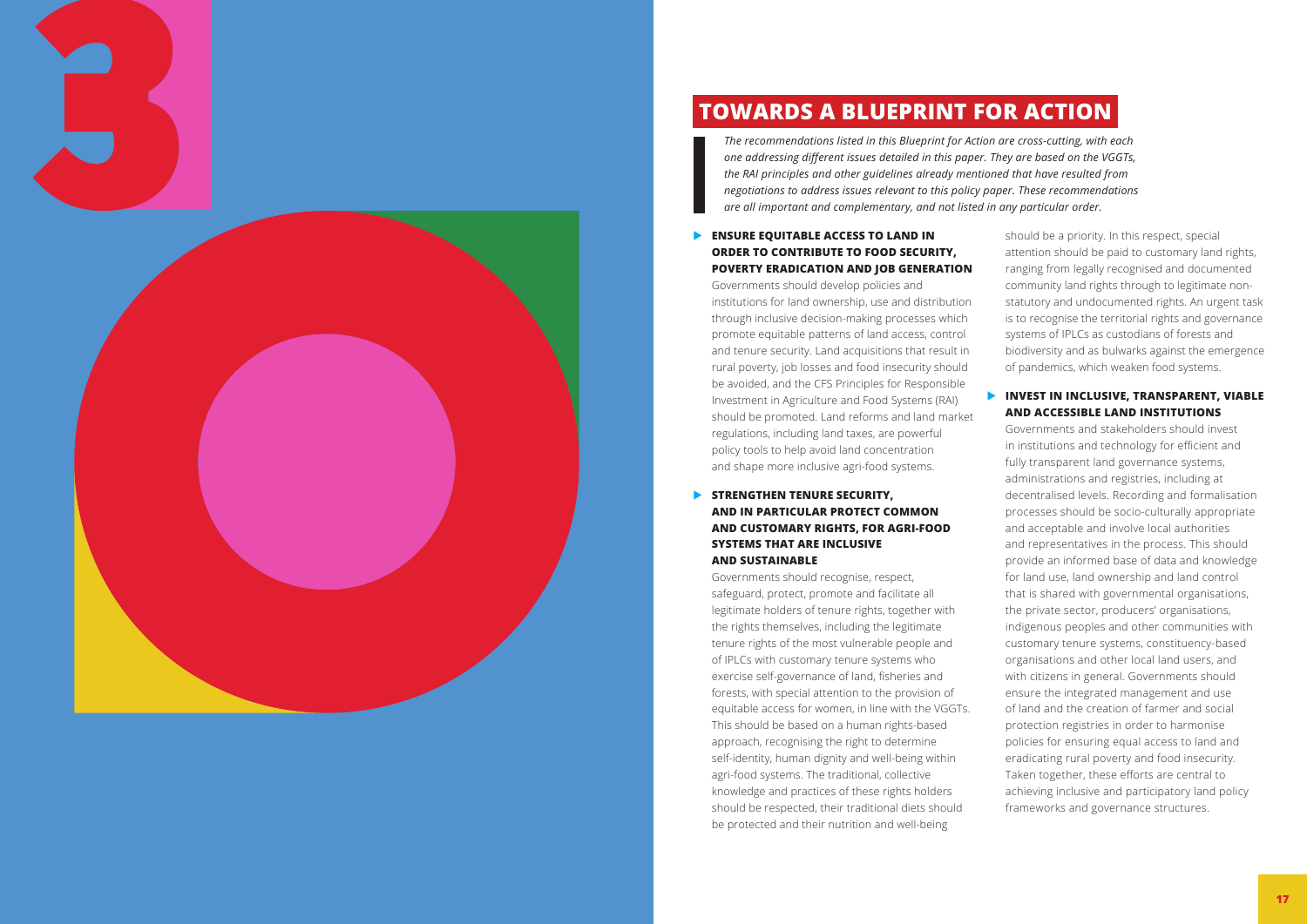# TOWARDS A BLUEPRINT FOR ACTION

*The recommendations listed in this Blueprint for Action are cross-cutting, with each one addressing different issues detailed in this paper. They are based on the VGGTs, the RAI principles and other guidelines already mentioned that have resulted from negotiations to address issues relevant to this policy paper. These recommendations are all important and complementary, and not listed in any particular order.*

### ENSURE EQUITABLE ACCESS TO LAND IN ORDER TO CONTRIBUTE TO FOOD SECURITY, POVERTY ERADICATION AND JOB GENERATION

Governments should develop policies and institutions for land ownership, use and distribution through inclusive decision-making processes which promote equitable patterns of land access, control and tenure security. Land acquisitions that result in rural poverty, job losses and food insecurity should be avoided, and the CFS Principles for Responsible Investment in Agriculture and Food Systems (RAI) should be promoted. Land reforms and land market regulations, including land taxes, are powerful policy tools to help avoid land concentration and shape more inclusive agri-food systems.

### STRENGTHEN TENURE SECURITY, AND IN PARTICULAR PROTECT COMMON AND CUSTOMARY RIGHTS, FOR AGRI-FOOD SYSTEMS THAT ARE INCLUSIVE AND SUSTAINABLE

Governments should recognise, respect, safeguard, protect, promote and facilitate all legitimate holders of tenure rights, together with the rights themselves, including the legitimate tenure rights of the most vulnerable people and of IPLCs with customary tenure systems who exercise self-governance of land, fisheries and forests, with special attention to the provision of equitable access for women, in line with the VGGTs. This should be based on a human rights-based approach, recognising the right to determine self-identity, human dignity and well-being within agri-food systems. The traditional, collective knowledge and practices of these rights holders should be respected, their traditional diets should be protected and their nutrition and well-being should be a priority. In this respect, special attention should be paid to customary land rights, ranging from legally recognised and documented community land rights through to legitimate non-statutory and undocumented rights. An urgent task is to recognise the territorial rights and governance systems of IPLCs as custodians of forests and biodiversity and as bulwarks against the emergence of pandemics, which weaken food systems.

### INVEST IN INCLUSIVE, TRANSPARENT, VIABLE AND ACCESSIBLE LAND INSTITUTIONS

Governments and stakeholders should invest in institutions and technology for efficient and fully transparent land governance systems, administrations and registries, including at decentralised levels. Recording and formalisation processes should be socio-culturally appropriate and acceptable and involve local authorities and representatives in the process. This should provide an informed base of data and knowledge for land use, land ownership and land control that is shared with governmental organisations, the private sector, producers' organisations, indigenous peoples and other communities with customary tenure systems, constituency-based organisations and other local land users, and with citizens in general. Governments should ensure the integrated management and use of land and the creation of farmer and social protection registries in order to harmonise policies for ensuring equal access to land and eradicating rural poverty and food insecurity. Taken together, these efforts are central to achieving inclusive and participatory land policy frameworks and governance structures.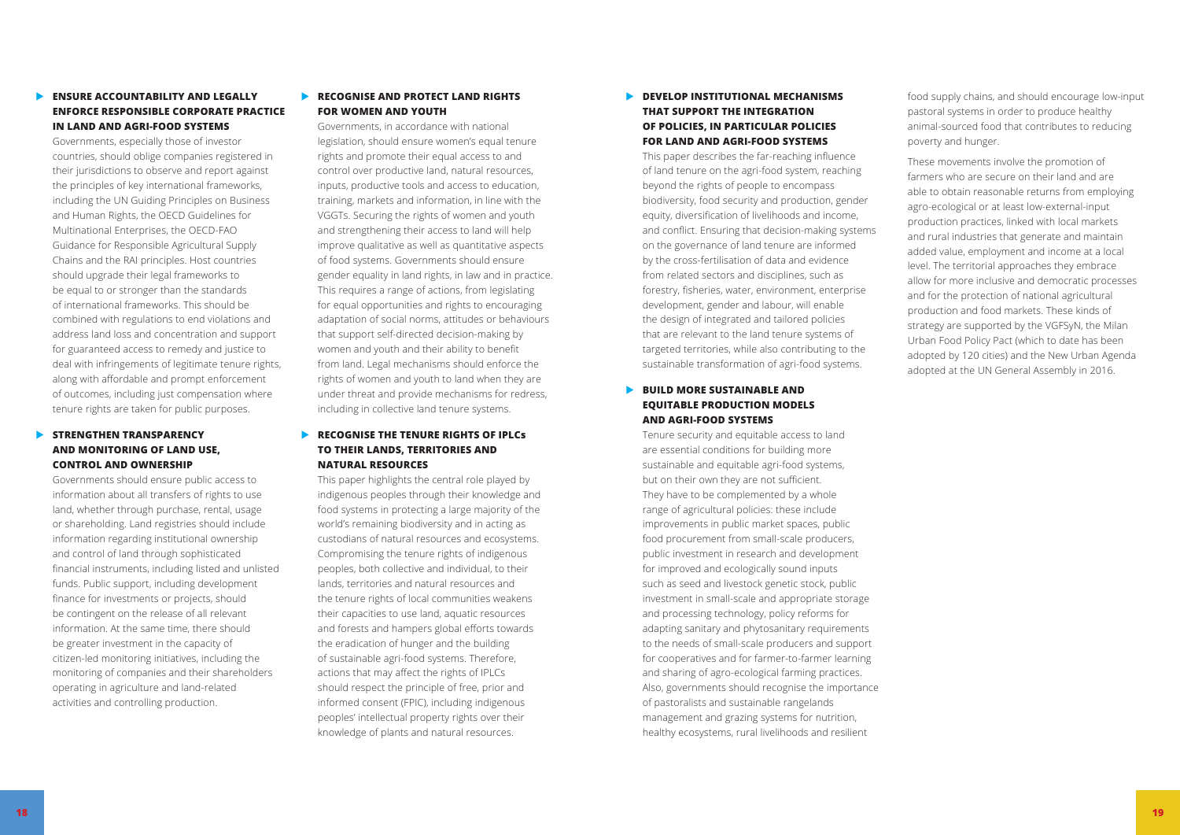### ENSURE ACCOUNTABILITY AND LEGALLY ENFORCE RESPONSIBLE CORPORATE PRACTICE IN LAND AND AGRI-FOOD SYSTEMS

Governments, especially those of investor countries, should oblige companies registered in their jurisdictions to observe and report against the principles of key international frameworks, including the UN Guiding Principles on Business and Human Rights, the OECD Guidelines for Multinational Enterprises, the OECD-FAO Guidance for Responsible Agricultural Supply Chains and the RAI principles. Host countries should upgrade their legal frameworks to be equal to or stronger than the standards of international frameworks. This should be combined with regulations to end violations and address land loss and concentration and support for guaranteed access to remedy and justice to deal with infringements of legitimate tenure rights, along with affordable and prompt enforcement of outcomes, including just compensation where tenure rights are taken for public purposes.

### STRENGTHEN TRANSPARENCY AND MONITORING OF LAND USE, CONTROL AND OWNERSHIP

Governments should ensure public access to information about all transfers of rights to use land, whether through purchase, rental, usage or shareholding. Land registries should include information regarding institutional ownership and control of land through sophisticated financial instruments, including listed and unlisted funds. Public support, including development finance for investments or projects, should be contingent on the release of all relevant information. At the same time, there should be greater investment in the capacity of citizen-led monitoring initiatives, including the monitoring of companies and their shareholders operating in agriculture and land-related activities and controlling production.

### RECOGNISE AND PROTECT LAND RIGHTS FOR WOMEN AND YOUTH

Governments, in accordance with national legislation, should ensure women's equal tenure rights and promote their equal access to and control over productive land, natural resources, inputs, productive tools and access to education, training, markets and information, in line with the VGGTs. Securing the rights of women and youth and strengthening their access to land will help improve qualitative as well as quantitative aspects of food systems. Governments should ensure gender equality in land rights, in law and in practice. This requires a range of actions, from legislating for equal opportunities and rights to encouraging adaptation of social norms, attitudes or behaviours that support self-directed decision-making by women and youth and their ability to benefit from land. Legal mechanisms should enforce the rights of women and youth to land when they are under threat and provide mechanisms for redress, including in collective land tenure systems.

### RECOGNISE THE TENURE RIGHTS OF IPLCs TO THEIR LANDS, TERRITORIES AND NATURAL RESOURCES

This paper highlights the central role played by indigenous peoples through their knowledge and food systems in protecting a large majority of the world's remaining biodiversity and in acting as custodians of natural resources and ecosystems. Compromising the tenure rights of indigenous peoples, both collective and individual, to their lands, territories and natural resources and the tenure rights of local communities weakens their capacities to use land, aquatic resources and forests and hampers global efforts towards the eradication of hunger and the building of sustainable agri-food systems. Therefore, actions that may affect the rights of IPLCs should respect the principle of free, prior and informed consent (FPIC), including indigenous peoples' intellectual property rights over their knowledge of plants and natural resources.

### DEVELOP INSTITUTIONAL MECHANISMS THAT SUPPORT THE INTEGRATION OF POLICIES, IN PARTICULAR POLICIES FOR LAND AND AGRI-FOOD SYSTEMS

This paper describes the far-reaching influence of land tenure on the agri-food system, reaching beyond the rights of people to encompass biodiversity, food security and production, gender equity, diversification of livelihoods and income, and conflict. Ensuring that decision-making systems on the governance of land tenure are informed by the cross-fertilisation of data and evidence from related sectors and disciplines, such as forestry, fisheries, water, environment, enterprise development, gender and labour, will enable the design of integrated and tailored policies that are relevant to the land tenure systems of targeted territories, while also contributing to the sustainable transformation of agri-food systems.

### BUILD MORE SUSTAINABLE AND EQUITABLE PRODUCTION MODELS AND AGRI-FOOD SYSTEMS

Tenure security and equitable access to land are essential conditions for building more sustainable and equitable agri-food systems, but on their own they are not sufficient. They have to be complemented by a whole range of agricultural policies: these include improvements in public market spaces, public food procurement from small-scale producers, public investment in research and development for improved and ecologically sound inputs such as seed and livestock genetic stock, public investment in small-scale and appropriate storage and processing technology, policy reforms for adapting sanitary and phytosanitary requirements to the needs of small-scale producers and support for cooperatives and for farmer-to-farmer learning and sharing of agro-ecological farming practices. Also, governments should recognise the importance of pastoralists and sustainable rangelands management and grazing systems for nutrition, healthy ecosystems, rural livelihoods and resilient food supply chains, and should encourage low-input pastoral systems in order to produce healthy animal-sourced food that contributes to reducing poverty and hunger.

These movements involve the promotion of farmers who are secure on their land and are able to obtain reasonable returns from employing agro-ecological or at least low-external-input production practices, linked with local markets and rural industries that generate and maintain added value, employment and income at a local level. The territorial approaches they embrace allow for more inclusive and democratic processes and for the protection of national agricultural production and food markets. These kinds of strategy are supported by the VGFSyN, the Milan Urban Food Policy Pact (which to date has been adopted by 120 cities) and the New Urban Agenda adopted at the UN General Assembly in 2016.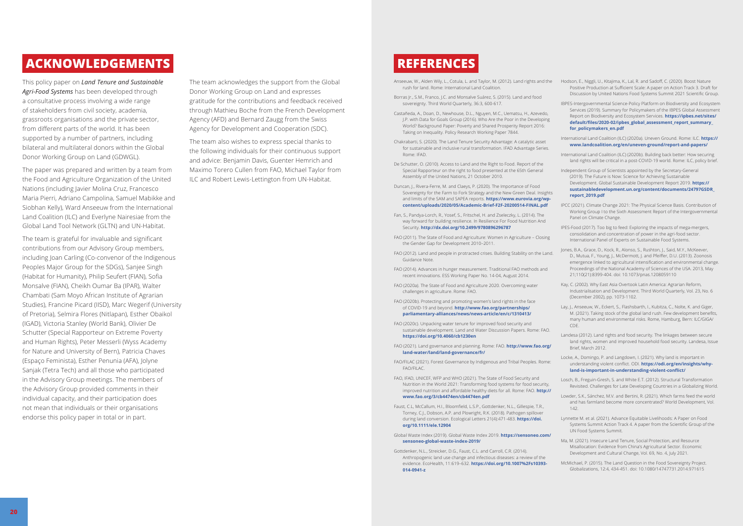## ACKNOWLEDGEMENTS

This policy paper on ***Land Tenure and Sustainable Agri-Food Systems*** has been developed through a consultative process involving a wide range of stakeholders from civil society, academia, grassroots organisations and the private sector, from different parts of the world. It has been supported by a number of partners, including bilateral and multilateral donors within the Global Donor Working Group on Land (GDWGL).

The paper was prepared and written by a team from the Food and Agriculture Organization of the United Nations (including Javier Molina Cruz, Francesco Maria Pierri, Adriano Campolina, Samuel Mabikke and Siobhan Kelly), Ward Anseeuw from the International Land Coalition (ILC) and Everlyne Nairesiae from the Global Land Tool Network (GLTN) and UN-Habitat.

The team is grateful for invaluable and significant contributions from our Advisory Group members, including Joan Carling (Co-convenor of the Indigenous Peoples Major Group for the SDGs), Sanjee Singh (Habitat for Humanity), Philip Seufert (FIAN), Sofia Monsalve (FIAN), Cheikh Oumar Ba (IPAR), Walter Chambati (Sam Moyo African Institute of Agrarian Studies), Francine Picard (IISD), Marc Wegerif (University of Pretoria), Selmira Flores (Nitlapan), Esther Obaikol (IGAD), Victoria Stanley (World Bank), Olivier De Schutter (Special Rapporteur on Extreme Poverty and Human Rights), Peter Messerli (Wyss Academy for Nature and University of Bern), Patricia Chaves (Espaço Feminista), Esther Penunia (AFA), Jolyne Sanjak (Tetra Tech) and all those who participated in the Advisory Group meetings. The members of the Advisory Group provided comments in their individual capacity, and their participation does not mean that individuals or their organisations endorse this policy paper in total or in part.

The team acknowledges the support from the Global Donor Working Group on Land and expresses gratitude for the contributions and feedback received through Mathieu Boche from the French Development Agency (AFD) and Bernard Zaugg from the Swiss Agency for Development and Cooperation (SDC).

The team also wishes to express special thanks to the following individuals for their continuous support and advice: Benjamin Davis, Guenter Hemrich and Maximo Torero Cullen from FAO, Michael Taylor from ILC and Robert Lewis-Lettington from UN-Habitat.

## REFERENCES

Anseeuw, W., Alden Wily, L., Cotula, L. and Taylor, M. (2012). Land rights and the rush for land. Rome: International Land Coalition.

Borras Jr., S.M., Franco, J.C. and Monsalve Suárez, S. (2015). Land and food sovereignty. Third World Quarterly, 36:3, 600-617.

Castañeda, A., Doan, D., Newhouse, D.L., Nguyen, M.C., Uematsu, H., Azevedo, J.P. with Data for Goals Group (2016). Who Are the Poor in the Developing World? Background Paper: Poverty and Shared Prosperity Report 2016: Taking on Inequality. Policy Research Working Paper 7844.

Chakrabarti, S. (2020). The Land Tenure Security Advantage: A catalytic asset for sustainable and inclusive rural transformation. IFAD Advantage Series. Rome: IFAD.

De Schutter, O. (2010). Access to Land and the Right to Food. Report of the Special Rapporteur on the right to food presented at the 65th General Assembly of the United Nations, 21 October 2010.

Duncan, J., Rivera-Ferre, M. and Claeys, P. (2020). The Importance of Food Sovereignty for the Farm to Fork Strategy and the New Green Deal. Insights and limits of the SAM and SAPEA reports. **https://www.eurovia.org/wp-content/uploads/2020/05/Academic-Brief-F2F-20200514-FINAL.pdf**

Fan, S., Pandya-Lorch, R., Yosef, S., Fritschel, H. and Zseleczky, L. (2014). The way forward for building resilience. In Resilience For Food Nutrition And Security. **http://dx.doi.org/10.2499/9780896296787**

FAO (2011). The State of Food and Agriculture: Women in Agriculture – Closing the Gender Gap for Development 2010–2011.

FAO (2012). Land and people in protracted crises. Building Stability on the Land. Guidance Note.

FAO (2014). Advances in hunger measurement. Traditional FAO methods and recent innovations. ESS Working Paper No. 14-04, August 2014.

FAO (2020a). The State of Food and Agriculture 2020. Overcoming water challenges in agriculture. Rome: FAO.

FAO (2020b). Protecting and promoting women's land rights in the face of COVID-19 and beyond. **http://www.fao.org/partnerships/parliamentary-alliances/news/news-article/en/c/1310413/**

FAO (2020c). Unpacking water tenure for improved food security and sustainable development. Land and Water Discussion Papers. Rome: FAO. **https://doi.org/10.4060/cb1230en**

FAO (2021). Land governance and planning. Rome: FAO. **http://www.fao.org/land-water/land/land-governance/fr/**

FAO/FILAC (2021). Forest Governance by Indigenous and Tribal Peoples. Rome: FAO/FILAC.

FAO, IFAD, UNICEF, WFP and WHO (2021). The State of Food Security and Nutrition in the World 2021: Transforming food systems for food security, improved nutrition and affordable healthy diets for all. Rome: FAO. **http://www.fao.org/3/cb4474en/cb4474en.pdf**

Faust, C.L, McCallum, H.I., Bloomfield, L.S.P., Gottdenker, N.L., Gillespie, T.R., Torney, C.J., Dobson, A.P. and Plowright, R.K. (2018). Pathogen spillover during land conversion. Ecological Letters 21(4):471-483. **https://doi.org/10.1111/ele.12904**

Global Waste Index (2019). Global Waste Index 2019. **https://sensoneo.com/sensoneo-global-waste-index-2019/**

Gottdenker, N.L., Streicker, D.G., Faust, C.L. and Carroll, C.R. (2014). Anthropogenic land use change and infectious diseases: a review of the evidence. EcoHealth, 11:619–632. **https://doi.org/10.1007%2Fs10393-014-0941-z**

Hodson, E., Niggli, U., Kitajima, K., Lal, R. and Sadoff, C. (2020). Boost Nature Positive Production at Sufficient Scale: A paper on Action Track 3. Draft for Discussion by United Nations Food Systems Summit 2021 Scientific Group.

IBPES-Intergovernmental Science-Policy Platform on Biodiversity and Ecosystem Services (2019). Summary for Policymakers of the IBPES Global Assessment Report on Biodiversity and Ecosystem Services. **https://ipbes.net/sites/default/files/2020-02/ipbes_global_assessment_report_summary_for_policymakers_en.pdf**

International Land Coalition (ILC) (2020a). Uneven Ground. Rome: ILC. **https://www.landcoalition.org/en/uneven-ground/report-and-papers/**

International Land Coalition (ILC) (2020b). Building back better: How securing land rights will be critical in a post-COVID-19 world. Rome: ILC, policy brief.

Independent Group of Scientists appointed by the Secretary-General (2019). The Future is Now: Science for Achieving Sustainable Development. Global Sustainable Development Report 2019. **https://sustainabledevelopment.un.org/content/documents/24797GSDR_report_2019.pdf**

IPCC (2021). Climate Change 2021: The Physical Science Basis. Contribution of Working Group I to the Sixth Assessment Report of the Intergovernmental Panel on Climate Change.

IPES-Food (2017). Too big to feed: Exploring the impacts of mega-mergers, consolidation and concentration of power in the agri-food sector. International Panel of Experts on Sustainable Food Systems.

Jones, B.A., Grace, D., Kock, R., Alonso, S., Rushton, J., Said, M.Y., McKeever, D., Mutua, F., Young, J., McDermott, J. and Pfeiffer, D.U. (2013). Zoonosis emergence linked to agricultural intensification and environmental change. Proceedings of the National Academy of Sciences of the USA. 2013, May 21;110(21):8399-404. doi: 10.1073/pnas.1208059110

Kay, C. (2002). Why East Asia Overtook Latin America: Agrarian Reform, Industrialisation and Development. Third World Quarterly, Vol. 23, No. 6 (December 2002), pp. 1073-1102.

Lay, J., Anseeuw, W., Eckert, S., Flashsbarth, I., Kubitza, C., Nolte, K. and Giger, M. (2021). Taking stock of the global land rush. Few development benefits, many human and environmental risks. Rome, Hamburg, Bern: ILC/GIGA/CDE.

Landesa (2012). Land rights and food security. The linkages between secure land rights, women and improved household food security. Landesa, Issue Brief, March 2012.

Locke, A., Domingo, P. and Langdown, I. (2021). Why land is important in understanding violent conflict. ODI. **https://odi.org/en/insights/why-land-is-important-in-understanding-violent-conflict/**

Losch, B., Freguin-Gresh, S. and White E.T. (2012). Structural Transformation Revisited. Challenges for Late Developing Countries in a Globalizing World.

Lowder, S.K., Sánchez, M.V. and Bertini, R. (2021). Which farms feed the world and has farmland become more concentrated? World Development, Vol. 142.

Lynnette M. et al. (2021). Advance Equitable Livelihoods: A Paper on Food Systems Summit Action Track 4. A paper from the Scientific Group of the UN Food Systems Summit.

Ma, M. (2021). Insecure Land Tenure, Social Protection, and Resource Misallocation: Evidence from China's Agricultural Sector. Economic Development and Cultural Change, Vol. 69, No. 4, July 2021.

McMichael, P. (2015). The Land Question in the Food Sovereignty Project. Globalizations, 12:4, 434-451. doi: 10.1080/14747731.2014.971615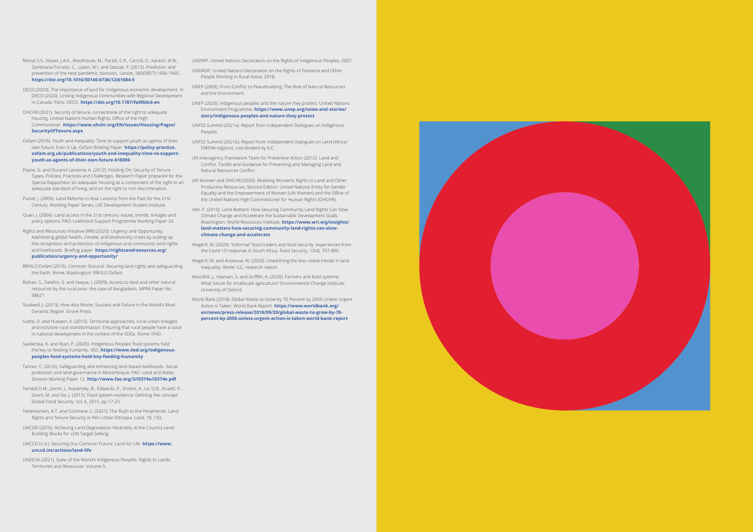Morse S.S., Mazet, J.A.K., Woolhouse, M., Parish, C.R., Carroll, D., Karesh, W.B., Zambrana-Torrelio, C., Lipkin, W.I. and Daszak, P. (2012). Prediction and prevention of the next pandemic zoonosis. Lancet, 380(9857):1956-1965. **https://doi.org/10.1016/S0140-6736(12)61684-5**

OECD (2020). The importance of land for Indigenous economic development. In OECD (2020). Linking Indigenous Communities with Regional Development in Canada. Paris: OECD. **https://doi.org/10.1787/fa0f60c6-en**

OHCHR (2021). Security of tenure, cornerstone of the right to adequate housing. United Nations Human Rights, Office of the High Commissioner. **https://www.ohchr.org/EN/Issues/Housing/Pages/SecurityOfTenure.aspx**

Oxfam (2016). Youth and Inequality: Time to support youth as agents of their own future. Even it Up. Oxfam Briefing Paper. **https://policy-practice.oxfam.org.uk/publications/youth-and-inequality-time-to-support-youth-as-agents-of-their-own-future-618006**

Payne, G. and Durand-Lasserve, A. (2012). Holding On: Security of Tenure – Types, Policies, Practices and Challenges. Research Paper prepared for the Special Rapporteur on adequate housing as a component of the right to an adequate standard of living, and on the right to non-discrimination.

Putzel, J. (2000). Land Reforms in Asia: Lessons from the Past for the 21st Century. Working Paper Series, LSE Development Studies Institute.

Quan, J. (2006). Land access in the 21st century: issues, trends, linkages and policy options. FAO: Livelihood Support Programme Working Paper 24.

Rights and Resources Initiative (RRI) (2020). Urgency and Opportunity: Addressing global health, climate, and biodiversity crises by scaling-up the recognition and protection of indigenous and community land rights and livelihoods. Briefing paper. **https://rightsandresources.org/publication/urgency-and-opportunity/**

RRI/ILC/Oxfam (2016). Common Ground: Securing land rights and safeguarding the Earth. Rome, Washington: RRI/ILC/Oxfam.

Raihan, S., Fatehin, S. and Haque, I. (2009). Access to land and other natural resources by the rural poor: the case of Bangladesh. MPRA Paper No. 38621.

Studwell, J. (2013). How Asia Works: Success and Failure in the World's Most Dynamic Region. Grove Press.

Suttie, D. and Hussein, K. (2015). Territorial approaches, rural-urban linkages and inclusive rural transformation: Ensuring that rural people have a voice in national development in the context of the SDGs. Rome: IFAD.

Swiderska, K. and Ryan, P. (2020). Indigenous Peoples' food systems hold the key to feeding humanity. IIED. **https://www.iied.org/indigenous-peoples-food-systems-hold-key-feeding-humanity**

Tanner, C. (2016). Safeguarding and enhancing land-based livelihoods. Social protection and land governance in Mozambique. FAO: Land and Water Division Working Paper 12. **http://www.fao.org/3/i5574e/i5574e.pdf**

Tendall D.M., Joerin, J., Kopainsky, B., Edwards, P., Shreck, A., Le, Q.B., Kruetli, P., Grant, M. and Six, J. (2015). Food system resilience: Defining the concept. Global Food Security, Vol. 6, 2015, pp.17-23.

Teklemariam, A.T. and Cochrane, L. (2021). The Rush to the Peripheries: Land Rights and Tenure Security in Peri-Urban Ethiopia. Land, 10, 193.

UNCDD (2016). Achieving Land Degradation Neutrality at the Country Level: Building Blocks for LDN Target Setting.

UNCCD (n.d.). Securing Our Common Future: Land for Life. **https://www.unccd.int/actions/land-life**

UNDESA (2021). State of the World's Indigenous Peoples: Rights to Lands, Territories and Resources. Volume 5.

UNDRIP. United Nations Declaration on the Rights of Indigenous Peoples, 2007.

UNDROP. United Nations Declaration on the Rights of Peasants and Other People Working in Rural Areas, 2018.

UNEP (2009). From Conflict to Peacebuilding: The Role of Natural Resources and the Environment.

UNEP (2020). Indigenous peoples and the nature they protect. United Nations Environment Programme. **https://www.unep.org/news-and-stories/story/indigenous-peoples-and-nature-they-protect**

UNFSS Summit (2021a). Report from Independent Dialogues on Indigenous Peoples.

UNFSS Summit (2021b). Report from Independent Dialogues on Land (Africa/EMENA regions), coordinated by ILC.

UN Interagency Framework Team for Preventive Action (2012). Land and Conflict. Toolkit and Guidance for Preventing and Managing Land and Natural Resources Conflict.

UN Women and OHCHR (2020). Realizing Women's Rights to Land and Other Productive Resources, Second Edition. United Nations Entity for Gender Equality and the Empowerment of Women (UN Women) and the Office of the United Nations High Commissioner for Human Rights (OHCHR).

Veit, P. (2019). Land Matters: How Securing Community Land Rights Can Slow Climate Change and Accelerate the Sustainable Development Goals. Washington: World Resources Institute. **https://www.wri.org/insights/land-matters-how-securing-community-land-rights-can-slow-climate-change-and-accelerate**

Wegerif, M. (2020). "Informal" food traders and food security: experiences from the Covid-19 response in South Africa. Food Security, 12(4), 797-800.

Wegerif, M. and Anseeuw, W. (2020). Unearthing the less visible trends in land inequality. Rome: ILC, research report.

Woodhill, J., Hasnain, S. and Griffith, A. (2020). Farmers and food systems: What future for smallscale agriculture? Environmental Change Institute, University of Oxford.

World Bank (2018). Global Waste to Grow by 70 Percent by 2050 Unless Urgent Action is Taken: World Bank Report. **https://www.worldbank.org/en/news/press-release/2018/09/20/global-waste-to-grow-by-70-percent-by-2050-unless-urgent-action-is-taken-world-bank-report**